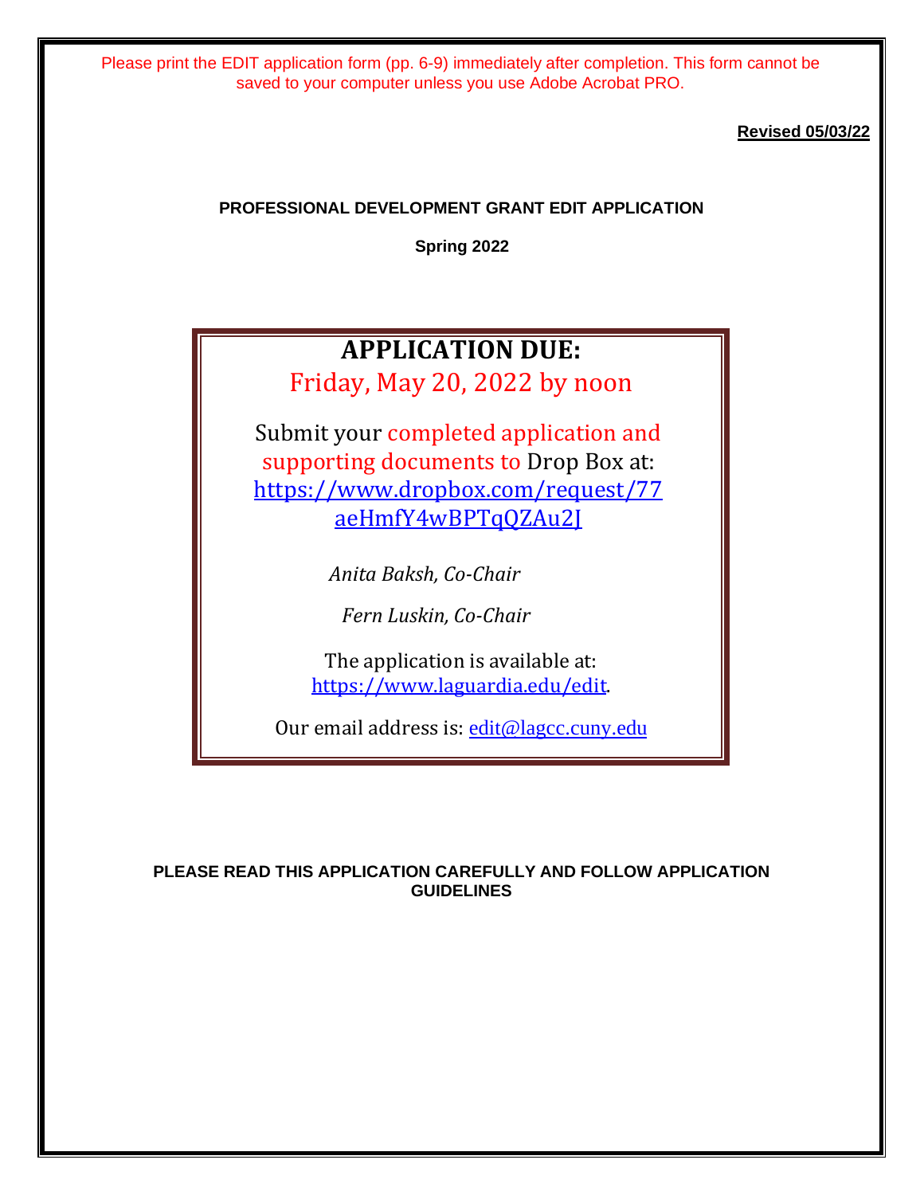Please print the EDIT application form (pp. 6-9) immediately after completion. This form cannot be saved to your computer unless you use Adobe Acrobat PRO.

**Revised 05/03/22**

**PROFESSIONAL DEVELOPMENT GRANT EDIT APPLICATION**

**Spring 2022**

## APPLICATION DUE:

Friday, May 20, 2022 by noon

Submit your completed application and supporting documents to Drop Box at: https://www.dropbox.com/request/77aeHmfY4wBPTqQZAu2J

*Anita Baksh, Co-Chair*

*Fern Luskin, Co-Chair*

The application is available at: https://www.laguardia.edu/edit.

Our email address is: edit@lagcc.cuny.edu

**PLEASE READ THIS APPLICATION CAREFULLY AND FOLLOW APPLICATION GUIDELINES**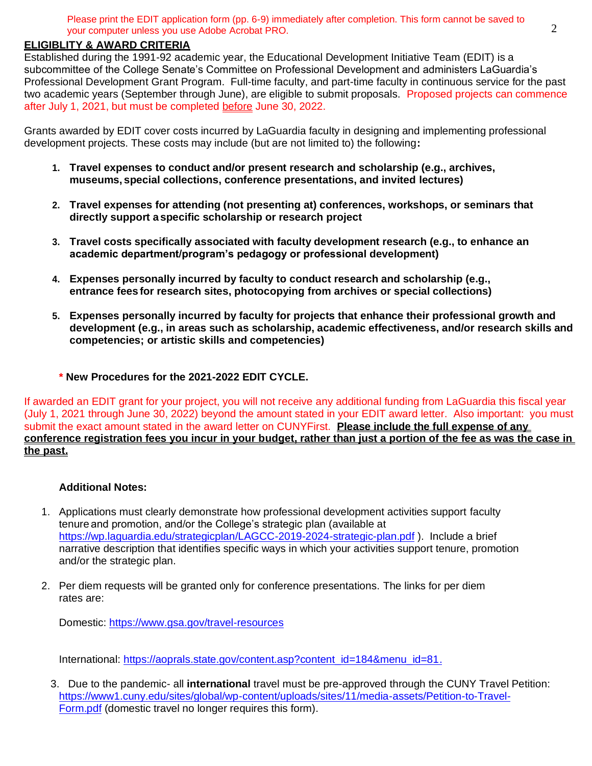Please print the EDIT application form (pp. 6-9) immediately after completion. This form cannot be saved to your computer unless you use Adobe Acrobat PRO.

## ELIGIBLITY & AWARD CRITERIA

Established during the 1991-92 academic year, the Educational Development Initiative Team (EDIT) is a subcommittee of the College Senate's Committee on Professional Development and administers LaGuardia's Professional Development Grant Program. Full-time faculty, and part-time faculty in continuous service for the past two academic years (September through June), are eligible to submit proposals. Proposed projects can commence after July 1, 2021, but must be completed before June 30, 2022.

Grants awarded by EDIT cover costs incurred by LaGuardia faculty in designing and implementing professional development projects. These costs may include (but are not limited to) the following**:**

1. **Travel expenses to conduct and/or present research and scholarship (e.g., archives, museums, special collections, conference presentations, and invited lectures)**
2. **Travel expenses for attending (not presenting at) conferences, workshops, or seminars that directly support a specific scholarship or research project**
3. **Travel costs specifically associated with faculty development research (e.g., to enhance an academic department/program's pedagogy or professional development)**
4. **Expenses personally incurred by faculty to conduct research and scholarship (e.g., entrance fees for research sites, photocopying from archives or special collections)**
5. **Expenses personally incurred by faculty for projects that enhance their professional growth and development (e.g., in areas such as scholarship, academic effectiveness, and/or research skills and competencies; or artistic skills and competencies)**

**\* New Procedures for the 2021-2022 EDIT CYCLE.**

If awarded an EDIT grant for your project, you will not receive any additional funding from LaGuardia this fiscal year (July 1, 2021 through June 30, 2022) beyond the amount stated in your EDIT award letter. Also important: you must submit the exact amount stated in the award letter on CUNYFirst. **Please include the full expense of any conference registration fees you incur in your budget, rather than just a portion of the fee as was the case in the past.**

**Additional Notes:**

1. Applications must clearly demonstrate how professional development activities support faculty tenure and promotion, and/or the College's strategic plan (available at https://wp.laguardia.edu/strategicplan/LAGCC-2019-2024-strategic-plan.pdf ). Include a brief narrative description that identifies specific ways in which your activities support tenure, promotion and/or the strategic plan.
2. Per diem requests will be granted only for conference presentations. The links for per diem rates are:

   Domestic: https://www.gsa.gov/travel-resources

   International: https://aoprals.state.gov/content.asp?content_id=184&menu_id=81.
3. Due to the pandemic- all **international** travel must be pre-approved through the CUNY Travel Petition: https://www1.cuny.edu/sites/global/wp-content/uploads/sites/11/media-assets/Petition-to-Travel-Form.pdf (domestic travel no longer requires this form).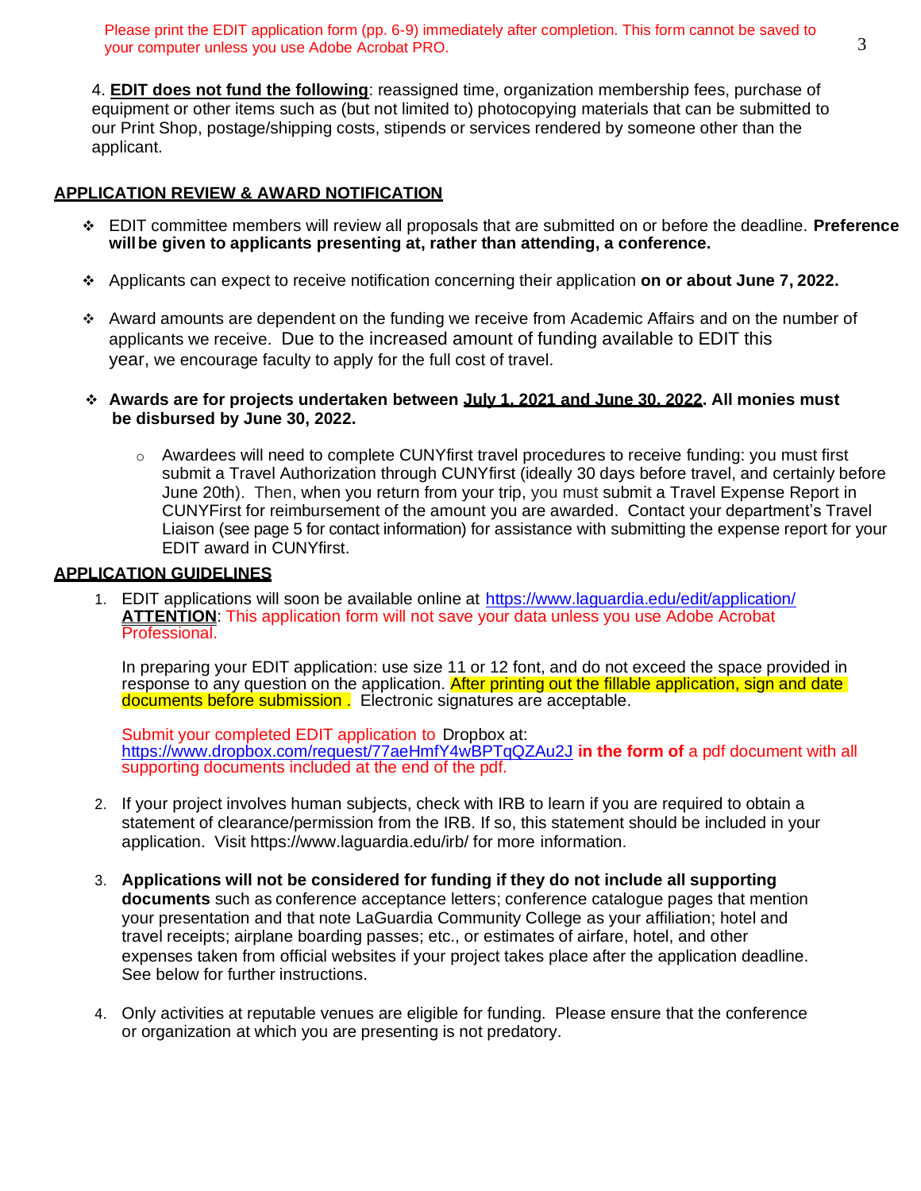Please print the EDIT application form (pp. 6-9) immediately after completion. This form cannot be saved to your computer unless you use Adobe Acrobat PRO.

4. **EDIT does not fund the following**: reassigned time, organization membership fees, purchase of equipment or other items such as (but not limited to) photocopying materials that can be submitted to our Print Shop, postage/shipping costs, stipends or services rendered by someone other than the applicant.

## APPLICATION REVIEW & AWARD NOTIFICATION

- EDIT committee members will review all proposals that are submitted on or before the deadline. **Preference will be given to applicants presenting at, rather than attending, a conference.**
- Applicants can expect to receive notification concerning their application **on or about June 7, 2022.**
- Award amounts are dependent on the funding we receive from Academic Affairs and on the number of applicants we receive. Due to the increased amount of funding available to EDIT this year, we encourage faculty to apply for the full cost of travel.
- **Awards are for projects undertaken between July 1, 2021 and June 30, 2022. All monies must be disbursed by June 30, 2022.**
  - Awardees will need to complete CUNYfirst travel procedures to receive funding: you must first submit a Travel Authorization through CUNYfirst (ideally 30 days before travel, and certainly before June 20th). Then, when you return from your trip, you must submit a Travel Expense Report in CUNYFirst for reimbursement of the amount you are awarded. Contact your department's Travel Liaison (see page 5 for contact information) for assistance with submitting the expense report for your EDIT award in CUNYfirst.

## APPLICATION GUIDELINES

1. EDIT applications will soon be available online at https://www.laguardia.edu/edit/application/
   **ATTENTION**: This application form will not save your data unless you use Adobe Acrobat Professional.

   In preparing your EDIT application: use size 11 or 12 font, and do not exceed the space provided in response to any question on the application. After printing out the fillable application, sign and date documents before submission . Electronic signatures are acceptable.

   Submit your completed EDIT application to Dropbox at: https://www.dropbox.com/request/77aeHmfY4wBPTqQZAu2J **in the form of** a pdf document with all supporting documents included at the end of the pdf.

2. If your project involves human subjects, check with IRB to learn if you are required to obtain a statement of clearance/permission from the IRB. If so, this statement should be included in your application. Visit https://www.laguardia.edu/irb/ for more information.

3. **Applications will not be considered for funding if they do not include all supporting documents** such as conference acceptance letters; conference catalogue pages that mention your presentation and that note LaGuardia Community College as your affiliation; hotel and travel receipts; airplane boarding passes; etc., or estimates of airfare, hotel, and other expenses taken from official websites if your project takes place after the application deadline. See below for further instructions.

4. Only activities at reputable venues are eligible for funding. Please ensure that the conference or organization at which you are presenting is not predatory.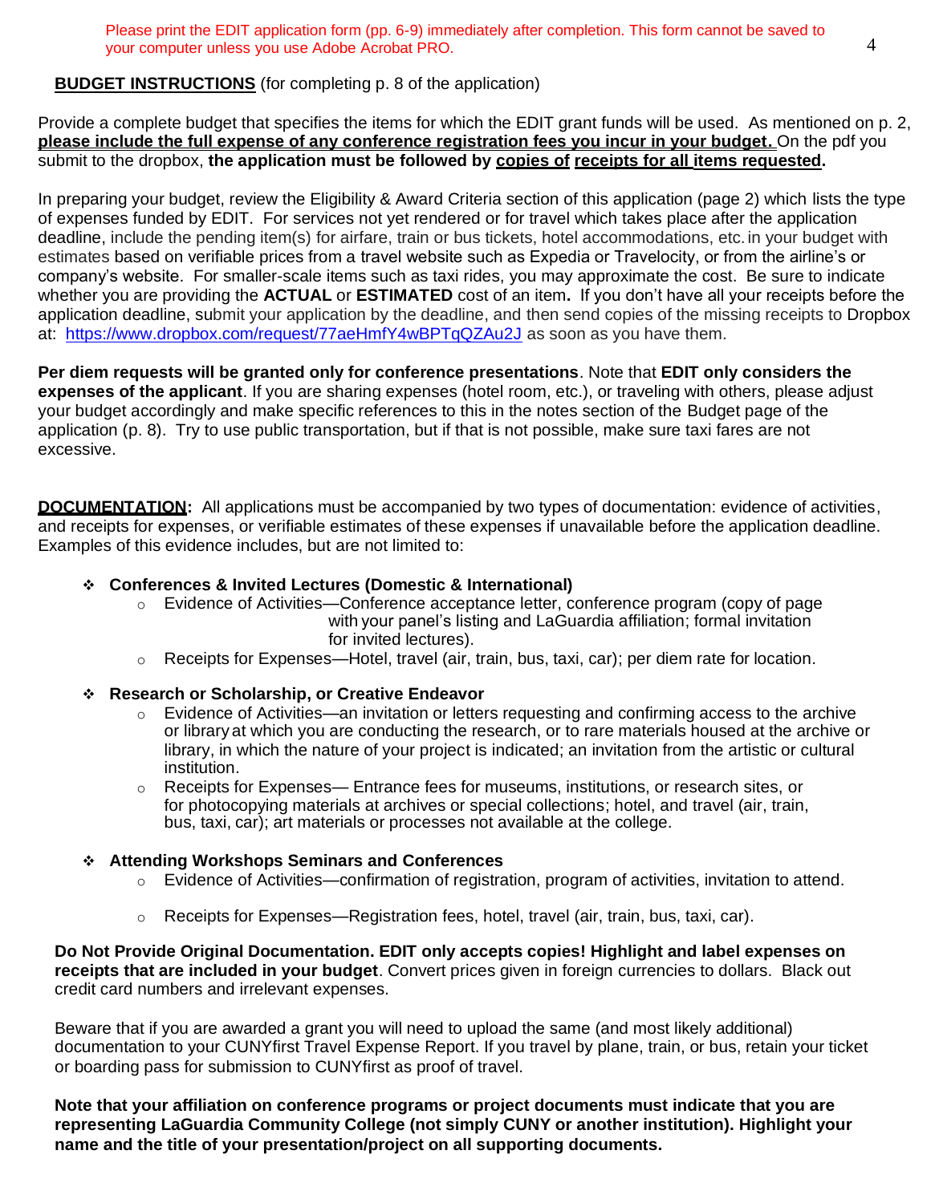Please print the EDIT application form (pp. 6-9) immediately after completion. This form cannot be saved to your computer unless you use Adobe Acrobat PRO.

**BUDGET INSTRUCTIONS** (for completing p. 8 of the application)

Provide a complete budget that specifies the items for which the EDIT grant funds will be used. As mentioned on p. 2, **please include the full expense of any conference registration fees you incur in your budget.** On the pdf you submit to the dropbox, **the application must be followed by copies of receipts for all items requested.**

In preparing your budget, review the Eligibility & Award Criteria section of this application (page 2) which lists the type of expenses funded by EDIT. For services not yet rendered or for travel which takes place after the application deadline, include the pending item(s) for airfare, train or bus tickets, hotel accommodations, etc. in your budget with estimates based on verifiable prices from a travel website such as Expedia or Travelocity, or from the airline's or company's website. For smaller-scale items such as taxi rides, you may approximate the cost. Be sure to indicate whether you are providing the **ACTUAL** or **ESTIMATED** cost of an item**.** If you don't have all your receipts before the application deadline, submit your application by the deadline, and then send copies of the missing receipts to Dropbox at: https://www.dropbox.com/request/77aeHmfY4wBPTqQZAu2J as soon as you have them.

**Per diem requests will be granted only for conference presentations**. Note that **EDIT only considers the expenses of the applicant**. If you are sharing expenses (hotel room, etc.), or traveling with others, please adjust your budget accordingly and make specific references to this in the notes section of the Budget page of the application (p. 8). Try to use public transportation, but if that is not possible, make sure taxi fares are not excessive.

**DOCUMENTATION:** All applications must be accompanied by two types of documentation: evidence of activities, and receipts for expenses, or verifiable estimates of these expenses if unavailable before the application deadline. Examples of this evidence includes, but are not limited to:

- **Conferences & Invited Lectures (Domestic & International)**
  - Evidence of Activities—Conference acceptance letter, conference program (copy of page with your panel's listing and LaGuardia affiliation; formal invitation for invited lectures).
  - Receipts for Expenses—Hotel, travel (air, train, bus, taxi, car); per diem rate for location.
- **Research or Scholarship, or Creative Endeavor**
  - Evidence of Activities—an invitation or letters requesting and confirming access to the archive or library at which you are conducting the research, or to rare materials housed at the archive or library, in which the nature of your project is indicated; an invitation from the artistic or cultural institution.
  - Receipts for Expenses— Entrance fees for museums, institutions, or research sites, or for photocopying materials at archives or special collections; hotel, and travel (air, train, bus, taxi, car); art materials or processes not available at the college.
- **Attending Workshops Seminars and Conferences**
  - Evidence of Activities—confirmation of registration, program of activities, invitation to attend.
  - Receipts for Expenses—Registration fees, hotel, travel (air, train, bus, taxi, car).

**Do Not Provide Original Documentation. EDIT only accepts copies! Highlight and label expenses on receipts that are included in your budget**. Convert prices given in foreign currencies to dollars. Black out credit card numbers and irrelevant expenses.

Beware that if you are awarded a grant you will need to upload the same (and most likely additional) documentation to your CUNYfirst Travel Expense Report. If you travel by plane, train, or bus, retain your ticket or boarding pass for submission to CUNYfirst as proof of travel.

**Note that your affiliation on conference programs or project documents must indicate that you are representing LaGuardia Community College (not simply CUNY or another institution). Highlight your name and the title of your presentation/project on all supporting documents.**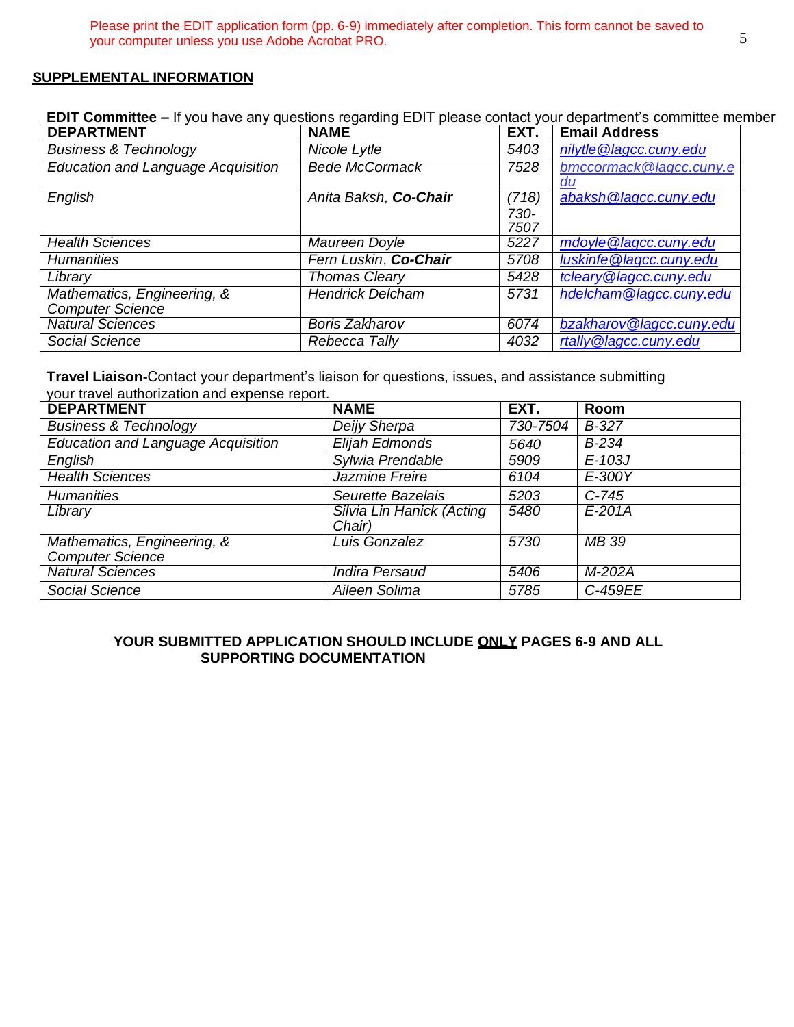Please print the EDIT application form (pp. 6-9) immediately after completion. This form cannot be saved to your computer unless you use Adobe Acrobat PRO.

## SUPPLEMENTAL INFORMATION

**EDIT Committee –** If you have any questions regarding EDIT please contact your department's committee member

| DEPARTMENT | NAME | EXT. | Email Address |
|---|---|---|---|
| *Business & Technology* | *Nicole Lytle* | *5403* | *nilytle@lagcc.cuny.edu* |
| *Education and Language Acquisition* | *Bede McCormack* | *7528* | *bmccormack@lagcc.cuny.edu* |
| *English* | *Anita Baksh, **Co-Chair*** | *(718) 730-7507* | *abaksh@lagcc.cuny.edu* |
| *Health Sciences* | *Maureen Doyle* | *5227* | *mdoyle@lagcc.cuny.edu* |
| *Humanities* | *Fern Luskin, **Co-Chair*** | *5708* | *luskinfe@lagcc.cuny.edu* |
| *Library* | *Thomas Cleary* | *5428* | *tcleary@lagcc.cuny.edu* |
| *Mathematics, Engineering, & Computer Science* | *Hendrick Delcham* | *5731* | *hdelcham@lagcc.cuny.edu* |
| *Natural Sciences* | *Boris Zakharov* | *6074* | *bzakharov@lagcc.cuny.edu* |
| *Social Science* | *Rebecca Tally* | *4032* | *rtally@lagcc.cuny.edu* |

**Travel Liaison-**Contact your department's liaison for questions, issues, and assistance submitting your travel authorization and expense report.

| DEPARTMENT | NAME | EXT. | Room |
|---|---|---|---|
| *Business & Technology* | *Deijy Sherpa* | *730-7504* | *B-327* |
| *Education and Language Acquisition* | *Elijah Edmonds* | *5640* | *B-234* |
| *English* | *Sylwia Prendable* | *5909* | *E-103J* |
| *Health Sciences* | *Jazmine Freire* | *6104* | *E-300Y* |
| *Humanities* | *Seurette Bazelais* | *5203* | *C-745* |
| *Library* | *Silvia Lin Hanick (Acting Chair)* | *5480* | *E-201A* |
| *Mathematics, Engineering, & Computer Science* | *Luis Gonzalez* | *5730* | *MB 39* |
| *Natural Sciences* | *Indira Persaud* | *5406* | *M-202A* |
| *Social Science* | *Aileen Solima* | *5785* | *C-459EE* |

**YOUR SUBMITTED APPLICATION SHOULD INCLUDE ONLY PAGES 6-9 AND ALL SUPPORTING DOCUMENTATION**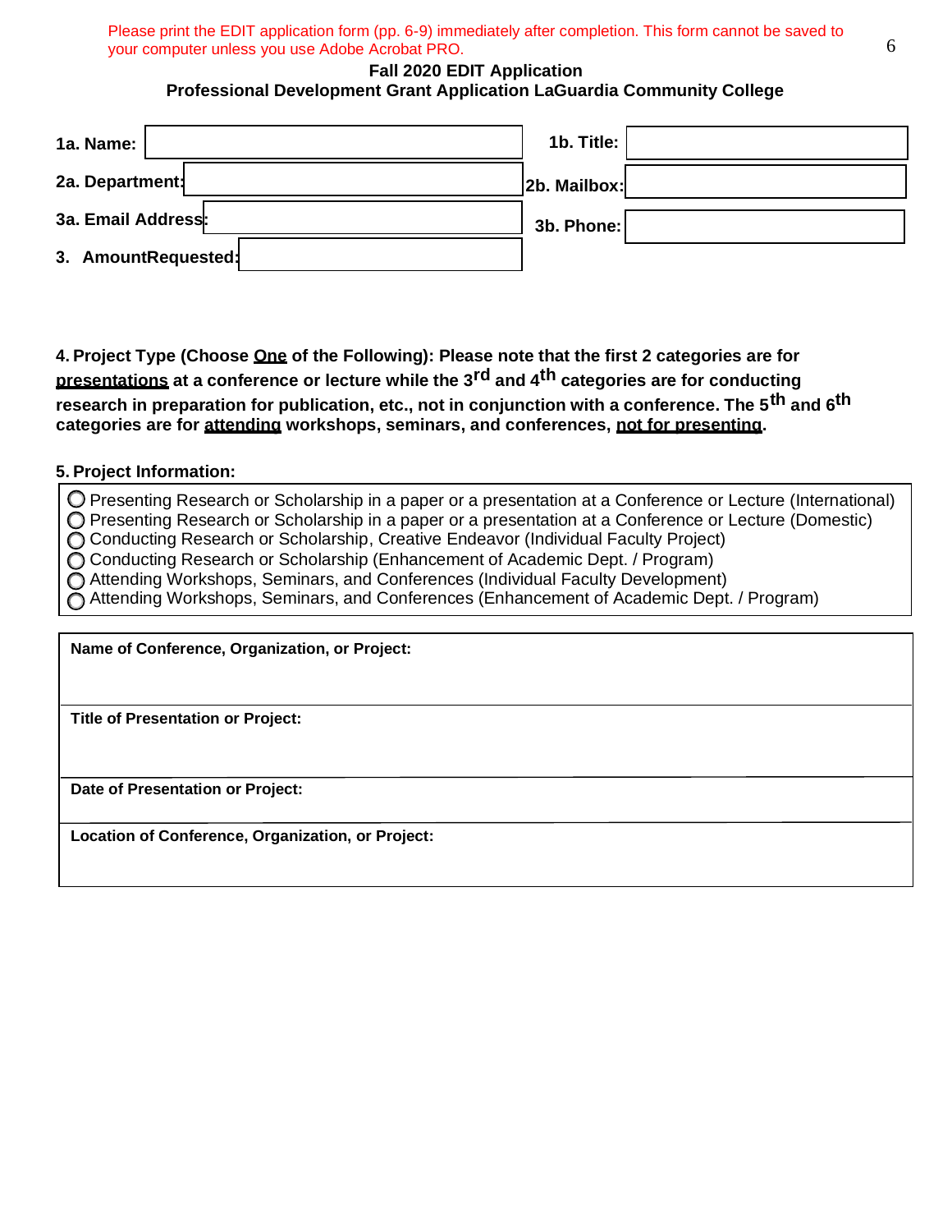Please print the EDIT application form (pp. 6-9) immediately after completion. This form cannot be saved to your computer unless you use Adobe Acrobat PRO.

**Fall 2020 EDIT Application**

**Professional Development Grant Application LaGuardia Community College**

| | | | |
|---|---|---|---|
| **1a. Name:** | | **1b. Title:** | |
| **2a. Department:** | | **2b. Mailbox:** | |
| **3a. Email Address:** | | **3b. Phone:** | |
| **3. AmountRequested:** | | | |

**4. Project Type (Choose One of the Following): Please note that the first 2 categories are for presentations at a conference or lecture while the 3rd and 4th categories are for conducting research in preparation for publication, etc., not in conjunction with a conference. The 5th and 6th categories are for attending workshops, seminars, and conferences, not for presenting.**

**5. Project Information:**

- ◯ Presenting Research or Scholarship in a paper or a presentation at a Conference or Lecture (International)
- ◯ Presenting Research or Scholarship in a paper or a presentation at a Conference or Lecture (Domestic)
- ◯ Conducting Research or Scholarship, Creative Endeavor (Individual Faculty Project)
- ◯ Conducting Research or Scholarship (Enhancement of Academic Dept. / Program)
- ◯ Attending Workshops, Seminars, and Conferences (Individual Faculty Development)
- ◯ Attending Workshops, Seminars, and Conferences (Enhancement of Academic Dept. / Program)

| |
|---|
| **Name of Conference, Organization, or Project:** |
| **Title of Presentation or Project:** |
| **Date of Presentation or Project:** |
| **Location of Conference, Organization, or Project:** |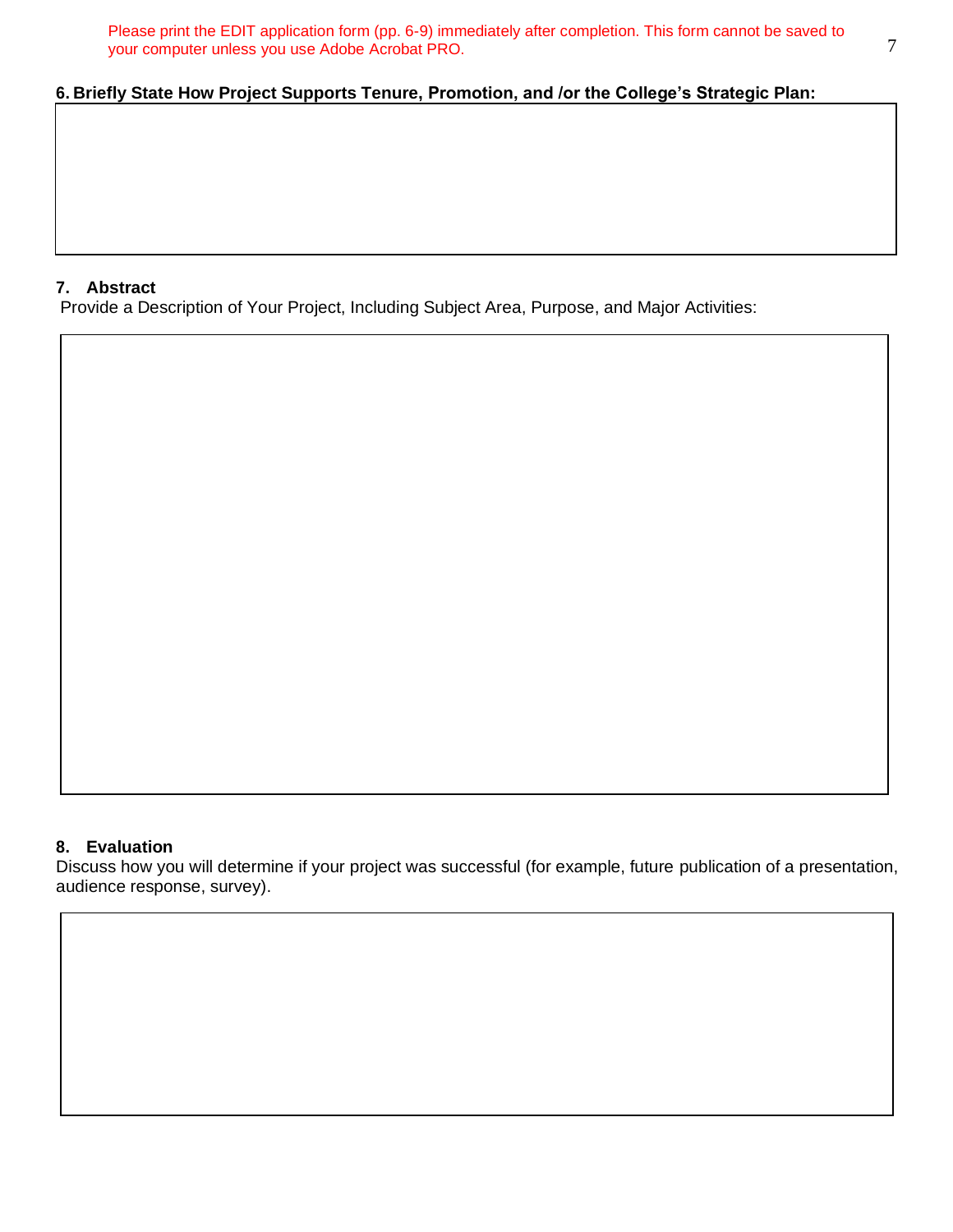Please print the EDIT application form (pp. 6-9) immediately after completion. This form cannot be saved to your computer unless you use Adobe Acrobat PRO.

**6. Briefly State How Project Supports Tenure, Promotion, and /or the College's Strategic Plan:**

**7. Abstract**

Provide a Description of Your Project, Including Subject Area, Purpose, and Major Activities:

**8. Evaluation**

Discuss how you will determine if your project was successful (for example, future publication of a presentation, audience response, survey).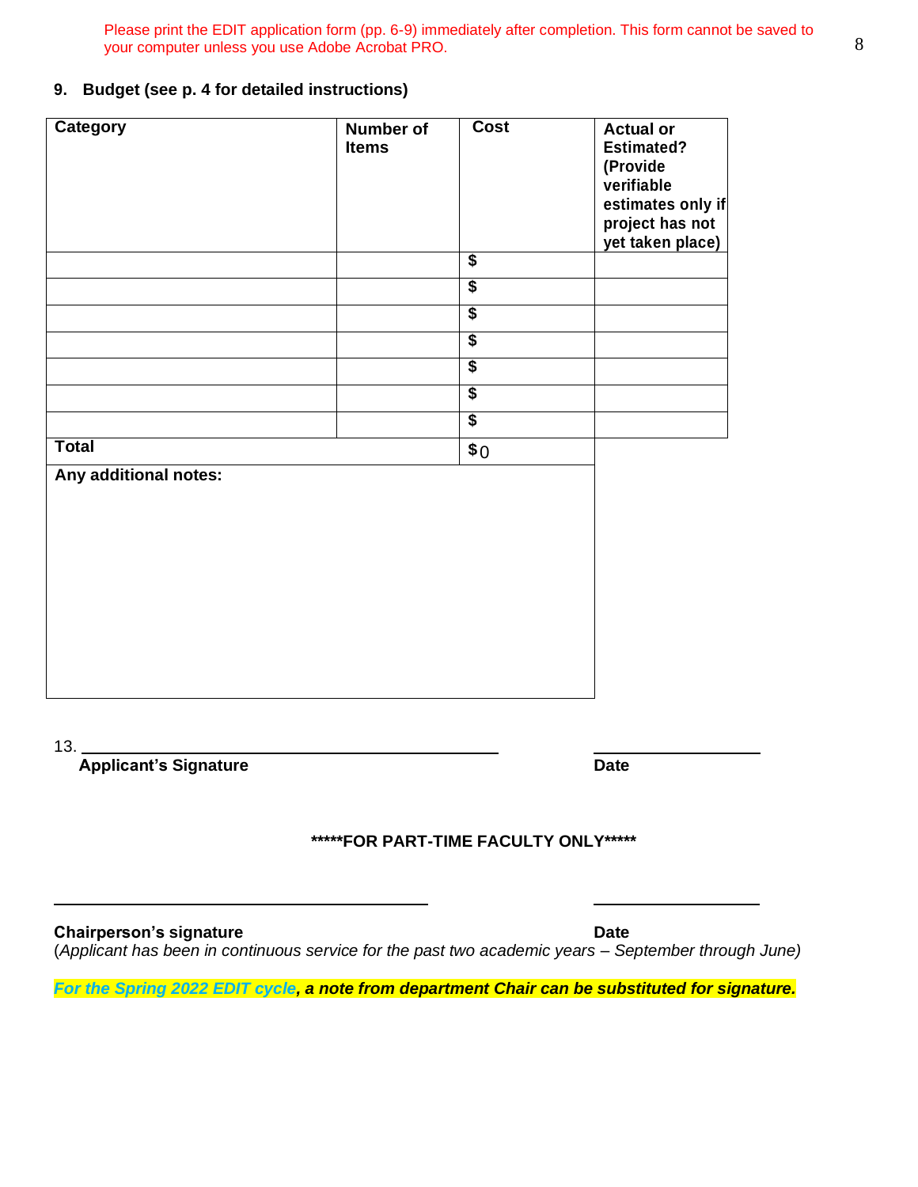Please print the EDIT application form (pp. 6-9) immediately after completion. This form cannot be saved to your computer unless you use Adobe Acrobat PRO.

**9. Budget (see p. 4 for detailed instructions)**

| Category | Number of Items | Cost | Actual or Estimated? (Provide verifiable estimates only if project has not yet taken place) |
|---|---|---|---|
| | | $ | |
| | | $ | |
| | | $ | |
| | | $ | |
| | | $ | |
| | | $ | |
| | | $ | |
| **Total** | | $0 | |

**Any additional notes:**

13. ______________________________ ______________

**Applicant's Signature** **Date**

**\*\*\*\*\*FOR PART-TIME FACULTY ONLY\*\*\*\*\***

______________________________ ______________

**Chairperson's signature** **Date**

(*Applicant has been in continuous service for the past two academic years – September through June)*

***For the Spring 2022 EDIT cycle, a note from department Chair can be substituted for signature.***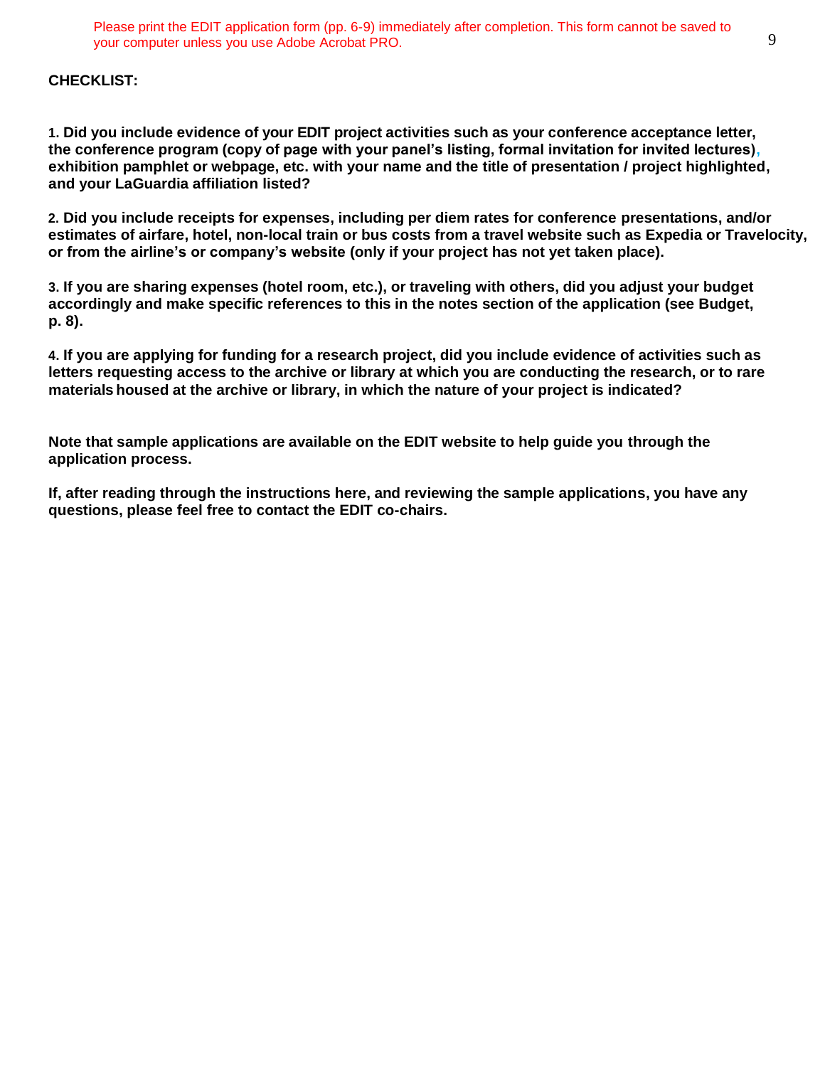Please print the EDIT application form (pp. 6-9) immediately after completion. This form cannot be saved to your computer unless you use Adobe Acrobat PRO.

**CHECKLIST:**

**1. Did you include evidence of your EDIT project activities such as your conference acceptance letter, the conference program (copy of page with your panel's listing, formal invitation for invited lectures), exhibition pamphlet or webpage, etc. with your name and the title of presentation / project highlighted, and your LaGuardia affiliation listed?**

**2. Did you include receipts for expenses, including per diem rates for conference presentations, and/or estimates of airfare, hotel, non-local train or bus costs from a travel website such as Expedia or Travelocity, or from the airline's or company's website (only if your project has not yet taken place).**

**3. If you are sharing expenses (hotel room, etc.), or traveling with others, did you adjust your budget accordingly and make specific references to this in the notes section of the application (see Budget, p. 8).**

**4. If you are applying for funding for a research project, did you include evidence of activities such as letters requesting access to the archive or library at which you are conducting the research, or to rare materials housed at the archive or library, in which the nature of your project is indicated?**

**Note that sample applications are available on the EDIT website to help guide you through the application process.**

**If, after reading through the instructions here, and reviewing the sample applications, you have any questions, please feel free to contact the EDIT co-chairs.**